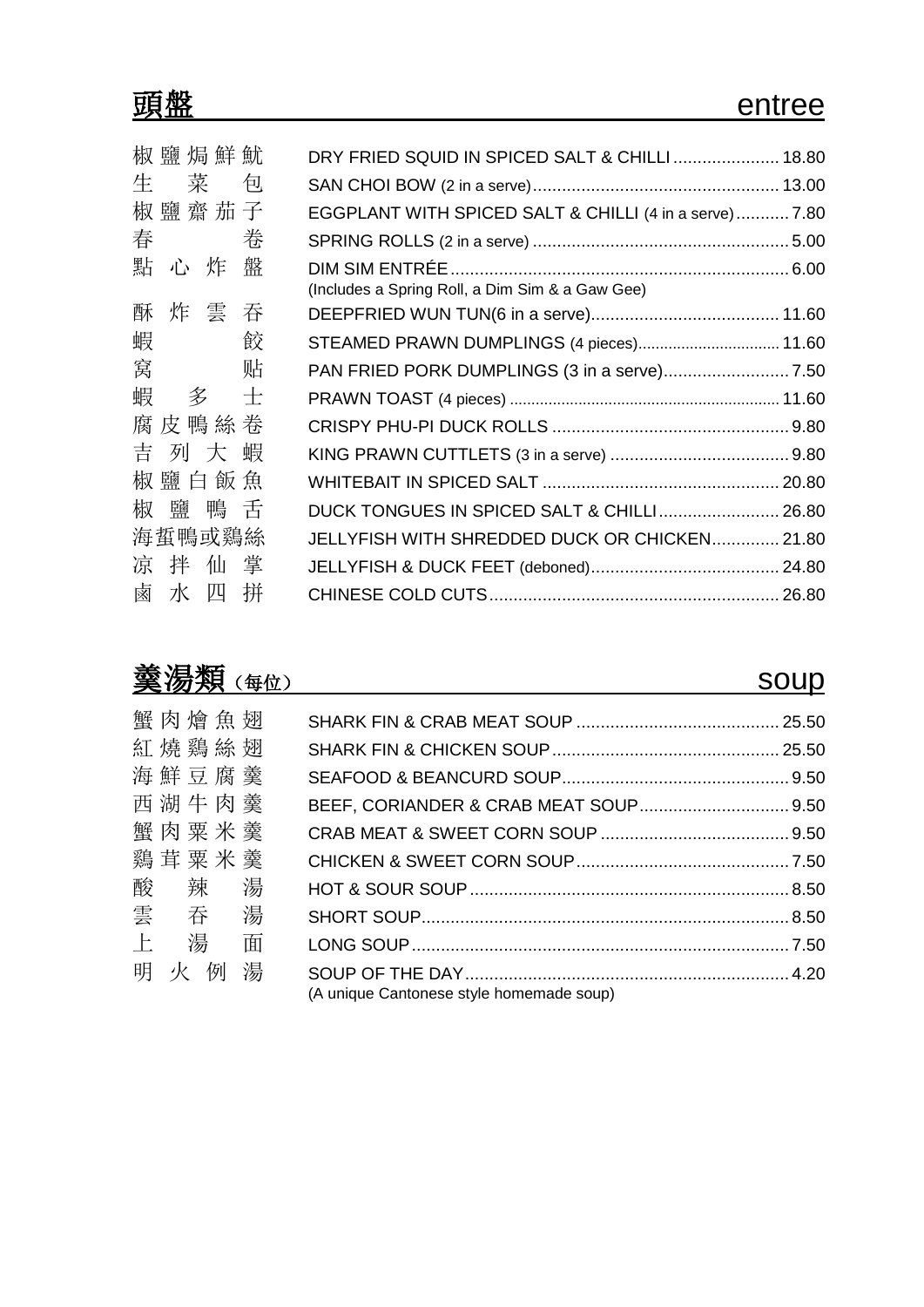## 頭盤 entree

| | | |
|---|---|---|
| 椒鹽焗鮮魷 | DRY FRIED SQUID IN SPICED SALT & CHILLI | 18.80 |
| 生菜包 | SAN CHOI BOW (2 in a serve) | 13.00 |
| 椒鹽齋茄子 | EGGPLANT WITH SPICED SALT & CHILLI (4 in a serve) | 7.80 |
| 春卷 | SPRING ROLLS (2 in a serve) | 5.00 |
| 點心炸盤 | DIM SIM ENTRÉE (Includes a Spring Roll, a Dim Sim & a Gaw Gee) | 6.00 |
| 酥炸雲吞 | DEEPFRIED WUN TUN(6 in a serve) | 11.60 |
| 蝦餃 | STEAMED PRAWN DUMPLINGS (4 pieces) | 11.60 |
| 窝贴 | PAN FRIED PORK DUMPLINGS (3 in a serve) | 7.50 |
| 蝦多士 | PRAWN TOAST (4 pieces) | 11.60 |
| 腐皮鴨絲卷 | CRISPY PHU-PI DUCK ROLLS | 9.80 |
| 吉列大蝦 | KING PRAWN CUTTLETS (3 in a serve) | 9.80 |
| 椒鹽白飯魚 | WHITEBAIT IN SPICED SALT | 20.80 |
| 椒鹽鴨舌 | DUCK TONGUES IN SPICED SALT & CHILLI | 26.80 |
| 海蜇鴨或鷄絲 | JELLYFISH WITH SHREDDED DUCK OR CHICKEN | 21.80 |
| 凉拌仙掌 | JELLYFISH & DUCK FEET (deboned) | 24.80 |
| 鹵水四拼 | CHINESE COLD CUTS | 26.80 |

## 羹湯類（每位） soup

| | | |
|---|---|---|
| 蟹肉燴魚翅 | SHARK FIN & CRAB MEAT SOUP | 25.50 |
| 紅燒鷄絲翅 | SHARK FIN & CHICKEN SOUP | 25.50 |
| 海鮮豆腐羹 | SEAFOOD & BEANCURD SOUP | 9.50 |
| 西湖牛肉羹 | BEEF, CORIANDER & CRAB MEAT SOUP | 9.50 |
| 蟹肉粟米羹 | CRAB MEAT & SWEET CORN SOUP | 9.50 |
| 鷄茸粟米羹 | CHICKEN & SWEET CORN SOUP | 7.50 |
| 酸辣湯 | HOT & SOUR SOUP | 8.50 |
| 雲吞湯 | SHORT SOUP | 8.50 |
| 上湯面 | LONG SOUP | 7.50 |
| 明火例湯 | SOUP OF THE DAY (A unique Cantonese style homemade soup) | 4.20 |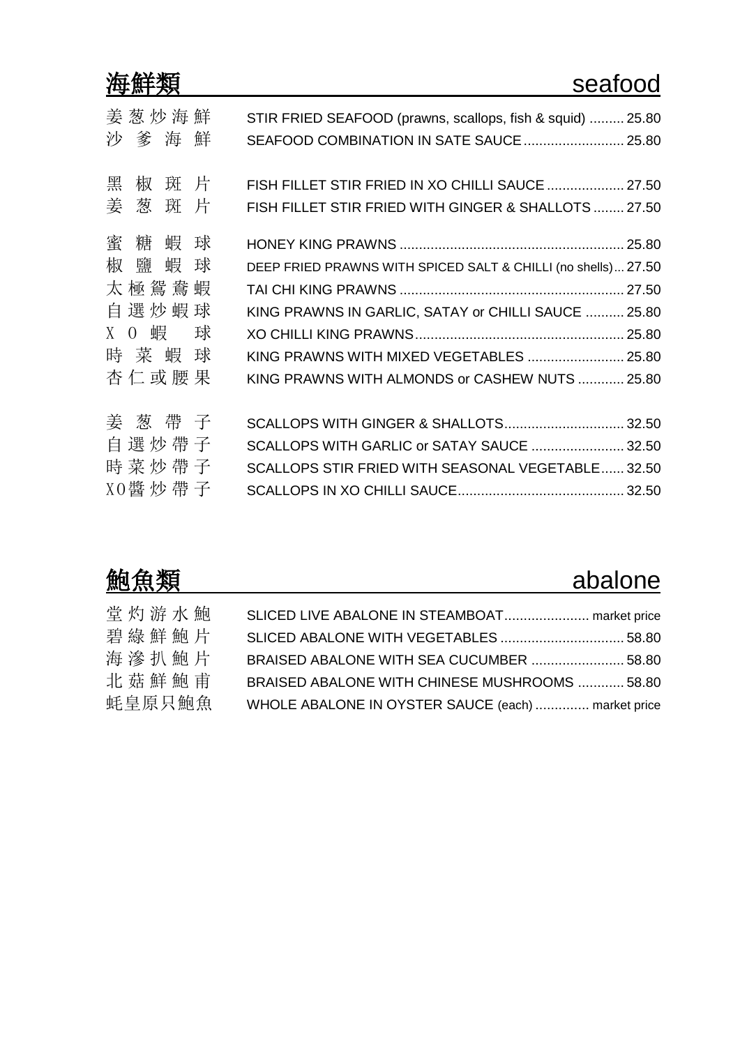## 海鮮類 seafood

| | | |
|---|---|---|
| 姜葱炒海鮮 | STIR FRIED SEAFOOD (prawns, scallops, fish & squid) | 25.80 |
| 沙爹海鮮 | SEAFOOD COMBINATION IN SATE SAUCE | 25.80 |
| 黑椒斑片 | FISH FILLET STIR FRIED IN XO CHILLI SAUCE | 27.50 |
| 姜葱斑片 | FISH FILLET STIR FRIED WITH GINGER & SHALLOTS | 27.50 |
| 蜜糖蝦球 | HONEY KING PRAWNS | 25.80 |
| 椒鹽蝦球 | DEEP FRIED PRAWNS WITH SPICED SALT & CHILLI (no shells) | 27.50 |
| 太極鴛鴦蝦 | TAI CHI KING PRAWNS | 27.50 |
| 自選炒蝦球 | KING PRAWNS IN GARLIC, SATAY or CHILLI SAUCE | 25.80 |
| XO蝦球 | XO CHILLI KING PRAWNS | 25.80 |
| 時菜蝦球 | KING PRAWNS WITH MIXED VEGETABLES | 25.80 |
| 杏仁或腰果 | KING PRAWNS WITH ALMONDS or CASHEW NUTS | 25.80 |
| 姜葱帶子 | SCALLOPS WITH GINGER & SHALLOTS | 32.50 |
| 自選炒帶子 | SCALLOPS WITH GARLIC or SATAY SAUCE | 32.50 |
| 時菜炒帶子 | SCALLOPS STIR FRIED WITH SEASONAL VEGETABLE | 32.50 |
| XO醬炒帶子 | SCALLOPS IN XO CHILLI SAUCE | 32.50 |

## 鮑魚類 abalone

| | | |
|---|---|---|
| 堂灼游水鮑 | SLICED LIVE ABALONE IN STEAMBOAT | market price |
| 碧綠鮮鮑片 | SLICED ABALONE WITH VEGETABLES | 58.80 |
| 海滲扒鮑片 | BRAISED ABALONE WITH SEA CUCUMBER | 58.80 |
| 北菇鮮鮑甫 | BRAISED ABALONE WITH CHINESE MUSHROOMS | 58.80 |
| 蚝皇原只鮑魚 | WHOLE ABALONE IN OYSTER SAUCE (each) | market price |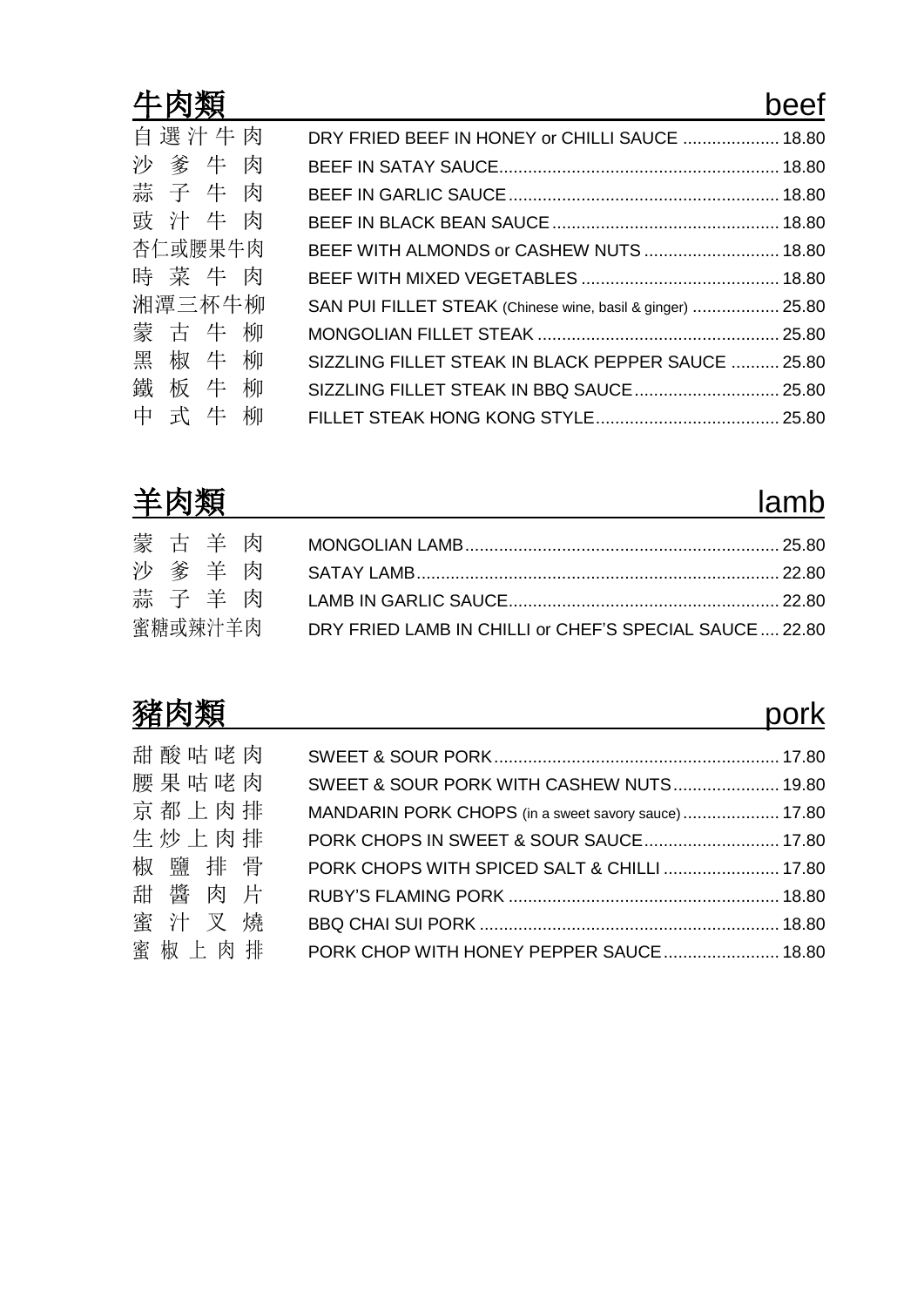## 牛肉類 beef

| | | |
|---|---|---|
| 自選汁牛肉 | DRY FRIED BEEF IN HONEY or CHILLI SAUCE | 18.80 |
| 沙爹牛肉 | BEEF IN SATAY SAUCE | 18.80 |
| 蒜子牛肉 | BEEF IN GARLIC SAUCE | 18.80 |
| 豉汁牛肉 | BEEF IN BLACK BEAN SAUCE | 18.80 |
| 杏仁或腰果牛肉 | BEEF WITH ALMONDS or CASHEW NUTS | 18.80 |
| 時菜牛肉 | BEEF WITH MIXED VEGETABLES | 18.80 |
| 湘潭三杯牛柳 | SAN PUI FILLET STEAK (Chinese wine, basil & ginger) | 25.80 |
| 蒙古牛柳 | MONGOLIAN FILLET STEAK | 25.80 |
| 黑椒牛柳 | SIZZLING FILLET STEAK IN BLACK PEPPER SAUCE | 25.80 |
| 鐵板牛柳 | SIZZLING FILLET STEAK IN BBQ SAUCE | 25.80 |
| 中式牛柳 | FILLET STEAK HONG KONG STYLE | 25.80 |

## 羊肉類 lamb

| | | |
|---|---|---|
| 蒙古羊肉 | MONGOLIAN LAMB | 25.80 |
| 沙爹羊肉 | SATAY LAMB | 22.80 |
| 蒜子羊肉 | LAMB IN GARLIC SAUCE | 22.80 |
| 蜜糖或辣汁羊肉 | DRY FRIED LAMB IN CHILLI or CHEF'S SPECIAL SAUCE | 22.80 |

## 豬肉類 pork

| | | |
|---|---|---|
| 甜酸咕咾肉 | SWEET & SOUR PORK | 17.80 |
| 腰果咕咾肉 | SWEET & SOUR PORK WITH CASHEW NUTS | 19.80 |
| 京都上肉排 | MANDARIN PORK CHOPS (in a sweet savory sauce) | 17.80 |
| 生炒上肉排 | PORK CHOPS IN SWEET & SOUR SAUCE | 17.80 |
| 椒鹽排骨 | PORK CHOPS WITH SPICED SALT & CHILLI | 17.80 |
| 甜醬肉片 | RUBY'S FLAMING PORK | 18.80 |
| 蜜汁叉燒 | BBQ CHAI SUI PORK | 18.80 |
| 蜜椒上肉排 | PORK CHOP WITH HONEY PEPPER SAUCE | 18.80 |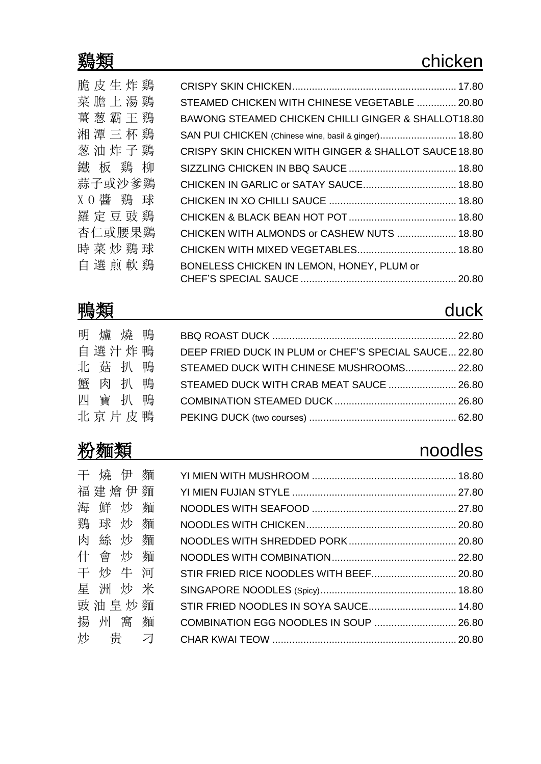## 鷄類 chicken

| | | |
|---|---|---|
| 脆皮生炸鷄 | CRISPY SKIN CHICKEN | 17.80 |
| 菜膽上湯鷄 | STEAMED CHICKEN WITH CHINESE VEGETABLE | 20.80 |
| 薑葱霸王鷄 | BAWONG STEAMED CHICKEN CHILLI GINGER & SHALLOT | 18.80 |
| 湘潭三杯鷄 | SAN PUI CHICKEN (Chinese wine, basil & ginger) | 18.80 |
| 葱油炸子鷄 | CRISPY SKIN CHICKEN WITH GINGER & SHALLOT SAUCE | 18.80 |
| 鐵板鷄柳 | SIZZLING CHICKEN IN BBQ SAUCE | 18.80 |
| 蒜子或沙爹鷄 | CHICKEN IN GARLIC or SATAY SAUCE | 18.80 |
| XO醬鷄球 | CHICKEN IN XO CHILLI SAUCE | 18.80 |
| 羅定豆豉鷄 | CHICKEN & BLACK BEAN HOT POT | 18.80 |
| 杏仁或腰果鷄 | CHICKEN WITH ALMONDS or CASHEW NUTS | 18.80 |
| 時菜炒鷄球 | CHICKEN WITH MIXED VEGETABLES | 18.80 |
| 自選煎軟鷄 | BONELESS CHICKEN IN LEMON, HONEY, PLUM or CHEF'S SPECIAL SAUCE | 20.80 |

## 鴨類 duck

| | | |
|---|---|---|
| 明爐燒鴨 | BBQ ROAST DUCK | 22.80 |
| 自選汁炸鴨 | DEEP FRIED DUCK IN PLUM or CHEF'S SPECIAL SAUCE | 22.80 |
| 北菇扒鴨 | STEAMED DUCK WITH CHINESE MUSHROOMS | 22.80 |
| 蟹肉扒鴨 | STEAMED DUCK WITH CRAB MEAT SAUCE | 26.80 |
| 四寶扒鴨 | COMBINATION STEAMED DUCK | 26.80 |
| 北京片皮鴨 | PEKING DUCK (two courses) | 62.80 |

## 粉麵類 noodles

| | | |
|---|---|---|
| 干燒伊麵 | YI MIEN WITH MUSHROOM | 18.80 |
| 福建燴伊麵 | YI MIEN FUJIAN STYLE | 27.80 |
| 海鮮炒麵 | NOODLES WITH SEAFOOD | 27.80 |
| 鷄球炒麵 | NOODLES WITH CHICKEN | 20.80 |
| 肉絲炒麵 | NOODLES WITH SHREDDED PORK | 20.80 |
| 什會炒麵 | NOODLES WITH COMBINATION | 22.80 |
| 干炒牛河 | STIR FRIED RICE NOODLES WITH BEEF | 20.80 |
| 星洲炒米 | SINGAPORE NOODLES (Spicy) | 18.80 |
| 豉油皇炒麵 | STIR FRIED NOODLES IN SOYA SAUCE | 14.80 |
| 揚州窩麵 | COMBINATION EGG NOODLES IN SOUP | 26.80 |
| 炒贵刁 | CHAR KWAI TEOW | 20.80 |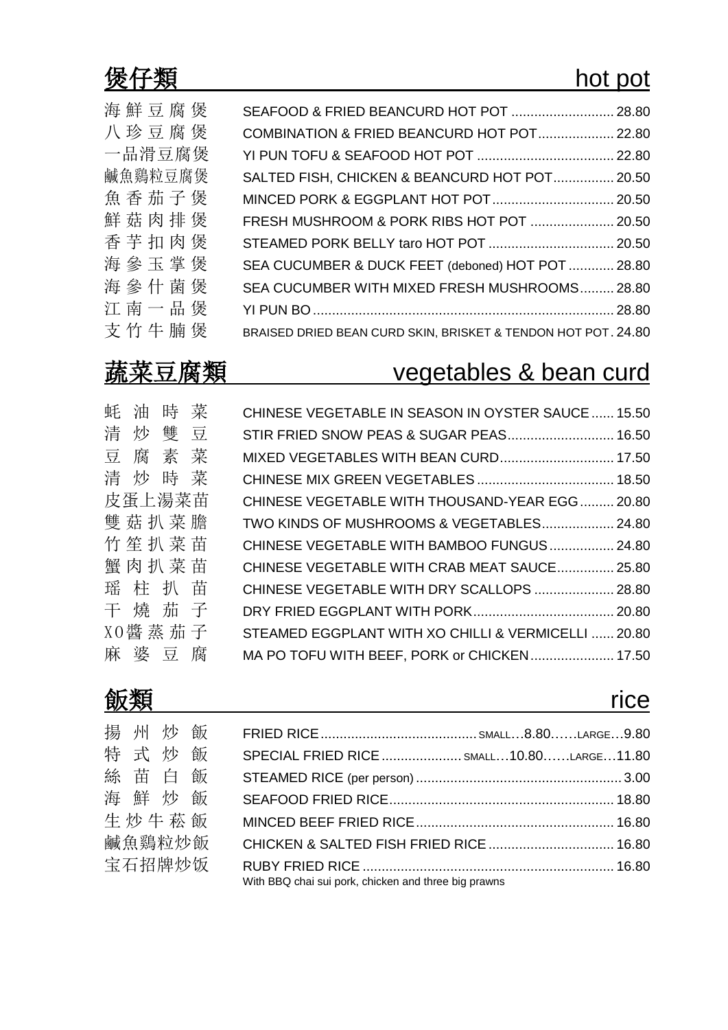## 煲仔類 hot pot

| | | |
|---|---|---|
| 海鮮豆腐煲 | SEAFOOD & FRIED BEANCURD HOT POT | 28.80 |
| 八珍豆腐煲 | COMBINATION & FRIED BEANCURD HOT POT | 22.80 |
| 一品滑豆腐煲 | YI PUN TOFU & SEAFOOD HOT POT | 22.80 |
| 鹹魚鷄粒豆腐煲 | SALTED FISH, CHICKEN & BEANCURD HOT POT | 20.50 |
| 魚香茄子煲 | MINCED PORK & EGGPLANT HOT POT | 20.50 |
| 鮮菇肉排煲 | FRESH MUSHROOM & PORK RIBS HOT POT | 20.50 |
| 香芋扣肉煲 | STEAMED PORK BELLY taro HOT POT | 20.50 |
| 海參玉掌煲 | SEA CUCUMBER & DUCK FEET (deboned) HOT POT | 28.80 |
| 海參什菌煲 | SEA CUCUMBER WITH MIXED FRESH MUSHROOMS | 28.80 |
| 江南一品煲 | YI PUN BO | 28.80 |
| 支竹牛腩煲 | BRAISED DRIED BEAN CURD SKIN, BRISKET & TENDON HOT POT | 24.80 |

## 蔬菜豆腐類 vegetables & bean curd

| | | |
|---|---|---|
| 蚝油時菜 | CHINESE VEGETABLE IN SEASON IN OYSTER SAUCE | 15.50 |
| 清炒雙豆 | STIR FRIED SNOW PEAS & SUGAR PEAS | 16.50 |
| 豆腐素菜 | MIXED VEGETABLES WITH BEAN CURD | 17.50 |
| 清炒時菜 | CHINESE MIX GREEN VEGETABLES | 18.50 |
| 皮蛋上湯菜苗 | CHINESE VEGETABLE WITH THOUSAND-YEAR EGG | 20.80 |
| 雙菇扒菜膽 | TWO KINDS OF MUSHROOMS & VEGETABLES | 24.80 |
| 竹笙扒菜苗 | CHINESE VEGETABLE WITH BAMBOO FUNGUS | 24.80 |
| 蟹肉扒菜苗 | CHINESE VEGETABLE WITH CRAB MEAT SAUCE | 25.80 |
| 瑤柱扒苗 | CHINESE VEGETABLE WITH DRY SCALLOPS | 28.80 |
| 干燒茄子 | DRY FRIED EGGPLANT WITH PORK | 20.80 |
| XO醬蒸茄子 | STEAMED EGGPLANT WITH XO CHILLI & VERMICELLI | 20.80 |
| 麻婆豆腐 | MA PO TOFU WITH BEEF, PORK or CHICKEN | 17.50 |

## 飯類 rice

| | | |
|---|---|---|
| 揚州炒飯 | FRIED RICE | SMALL…8.80……LARGE…9.80 |
| 特式炒飯 | SPECIAL FRIED RICE | SMALL…10.80……LARGE…11.80 |
| 絲苗白飯 | STEAMED RICE (per person) | 3.00 |
| 海鮮炒飯 | SEAFOOD FRIED RICE | 18.80 |
| 生炒牛菘飯 | MINCED BEEF FRIED RICE | 16.80 |
| 鹹魚鷄粒炒飯 | CHICKEN & SALTED FISH FRIED RICE | 16.80 |
| 宝石招牌炒饭 | RUBY FRIED RICE<br>With BBQ chai sui pork, chicken and three big prawns | 16.80 |